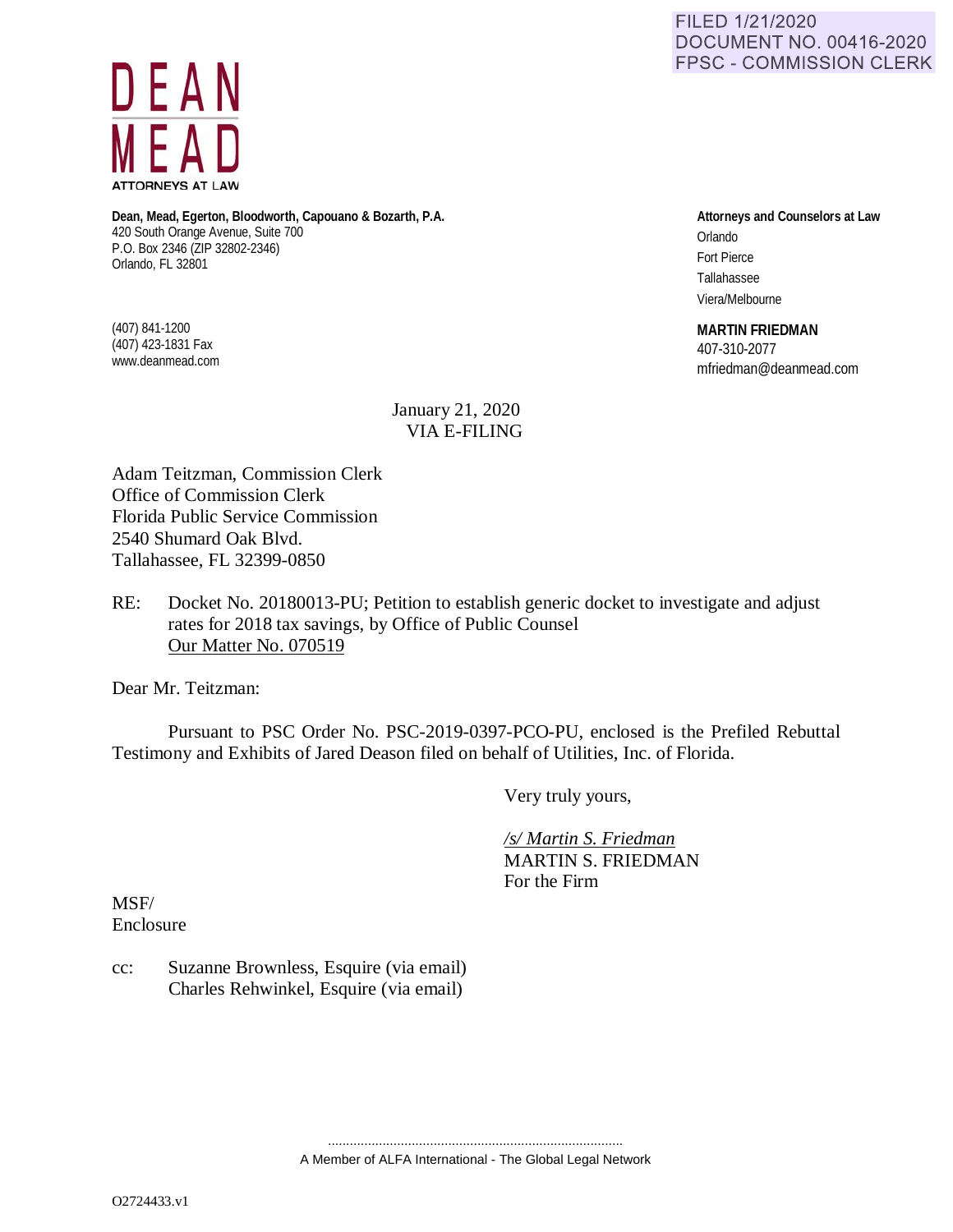FILED 1/21/2020
DOCUMENT NO. 00416-2020
FPSC - COMMISSION CLERK

DEAN MEAD
ATTORNEYS AT LAW

**Dean, Mead, Egerton, Bloodworth, Capouano & Bozarth, P.A.**
420 South Orange Avenue, Suite 700
P.O. Box 2346 (ZIP 32802-2346)
Orlando, FL 32801

(407) 841-1200
(407) 423-1831 Fax
www.deanmead.com

**Attorneys and Counselors at Law**
Orlando
Fort Pierce
Tallahassee
Viera/Melbourne

**MARTIN FRIEDMAN**
407-310-2077
mfriedman@deanmead.com

January 21, 2020
VIA E-FILING

Adam Teitzman, Commission Clerk
Office of Commission Clerk
Florida Public Service Commission
2540 Shumard Oak Blvd.
Tallahassee, FL 32399-0850

RE: Docket No. 20180013-PU; Petition to establish generic docket to investigate and adjust rates for 2018 tax savings, by Office of Public Counsel
Our Matter No. 070519

Dear Mr. Teitzman:

Pursuant to PSC Order No. PSC-2019-0397-PCO-PU, enclosed is the Prefiled Rebuttal Testimony and Exhibits of Jared Deason filed on behalf of Utilities, Inc. of Florida.

Very truly yours,

*/s/ Martin S. Friedman*
MARTIN S. FRIEDMAN
For the Firm

MSF/
Enclosure

cc: Suzanne Brownless, Esquire (via email)
Charles Rehwinkel, Esquire (via email)

A Member of ALFA International - The Global Legal Network

O2724433.v1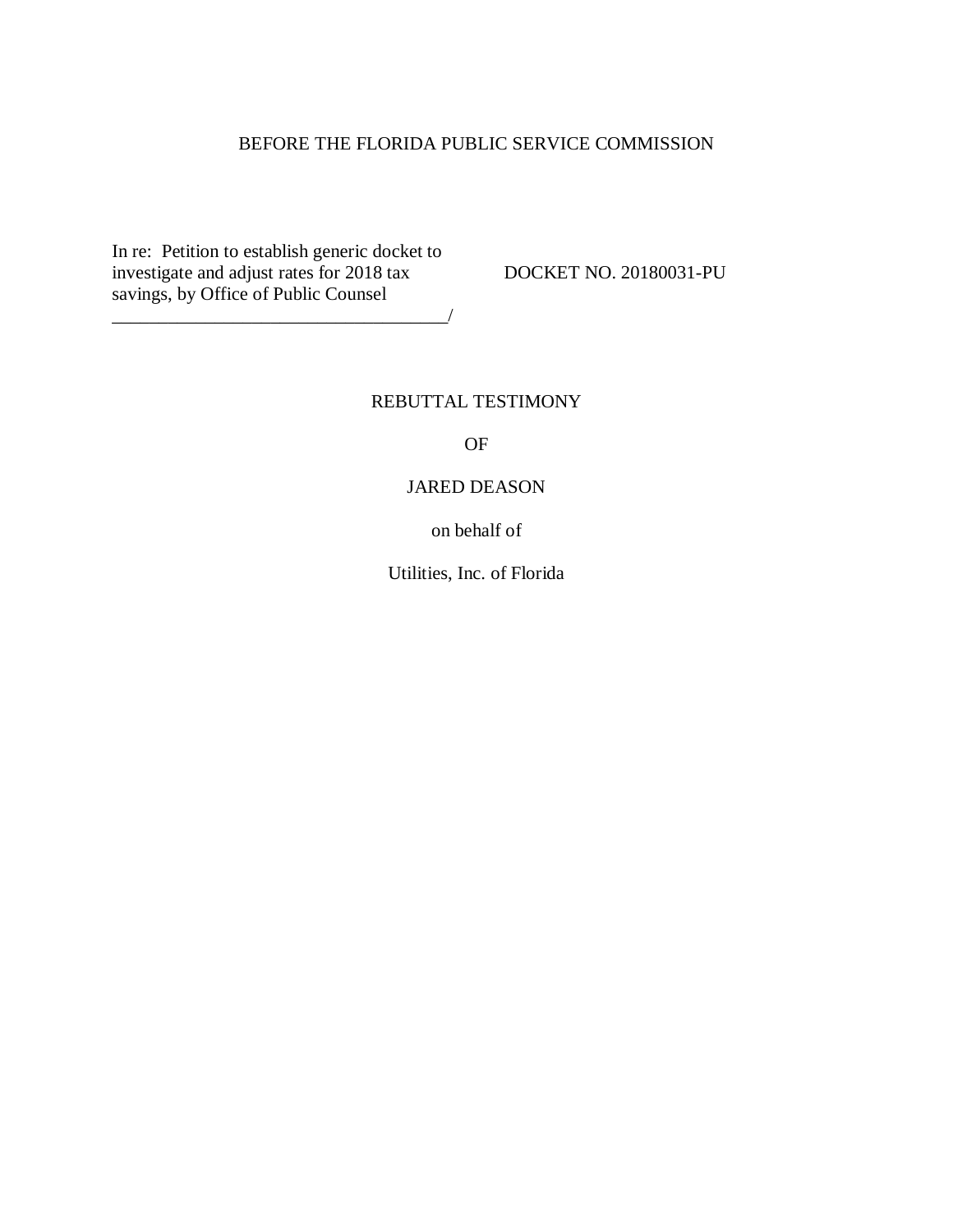BEFORE THE FLORIDA PUBLIC SERVICE COMMISSION

In re: Petition to establish generic docket to investigate and adjust rates for 2018 tax savings, by Office of Public Counsel
_____________________________________/

DOCKET NO. 20180031-PU

REBUTTAL TESTIMONY

OF

JARED DEASON

on behalf of

Utilities, Inc. of Florida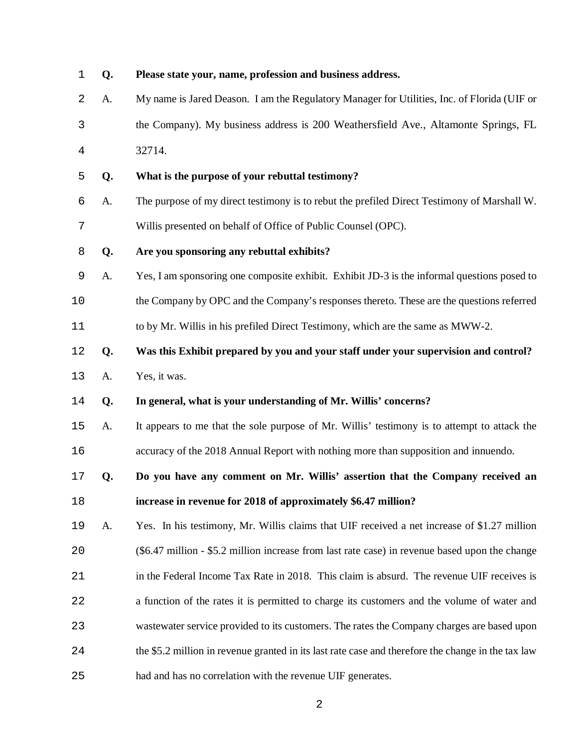**Q. Please state your, name, profession and business address.**

A. My name is Jared Deason. I am the Regulatory Manager for Utilities, Inc. of Florida (UIF or the Company). My business address is 200 Weathersfield Ave., Altamonte Springs, FL 32714.

**Q. What is the purpose of your rebuttal testimony?**

A. The purpose of my direct testimony is to rebut the prefiled Direct Testimony of Marshall W. Willis presented on behalf of Office of Public Counsel (OPC).

**Q. Are you sponsoring any rebuttal exhibits?**

A. Yes, I am sponsoring one composite exhibit. Exhibit JD-3 is the informal questions posed to the Company by OPC and the Company's responses thereto. These are the questions referred to by Mr. Willis in his prefiled Direct Testimony, which are the same as MWW-2.

**Q. Was this Exhibit prepared by you and your staff under your supervision and control?**

A. Yes, it was.

**Q. In general, what is your understanding of Mr. Willis' concerns?**

A. It appears to me that the sole purpose of Mr. Willis' testimony is to attempt to attack the accuracy of the 2018 Annual Report with nothing more than supposition and innuendo.

**Q. Do you have any comment on Mr. Willis' assertion that the Company received an increase in revenue for 2018 of approximately $6.47 million?**

A. Yes. In his testimony, Mr. Willis claims that UIF received a net increase of $1.27 million ($6.47 million - $5.2 million increase from last rate case) in revenue based upon the change in the Federal Income Tax Rate in 2018. This claim is absurd. The revenue UIF receives is a function of the rates it is permitted to charge its customers and the volume of water and wastewater service provided to its customers. The rates the Company charges are based upon the $5.2 million in revenue granted in its last rate case and therefore the change in the tax law had and has no correlation with the revenue UIF generates.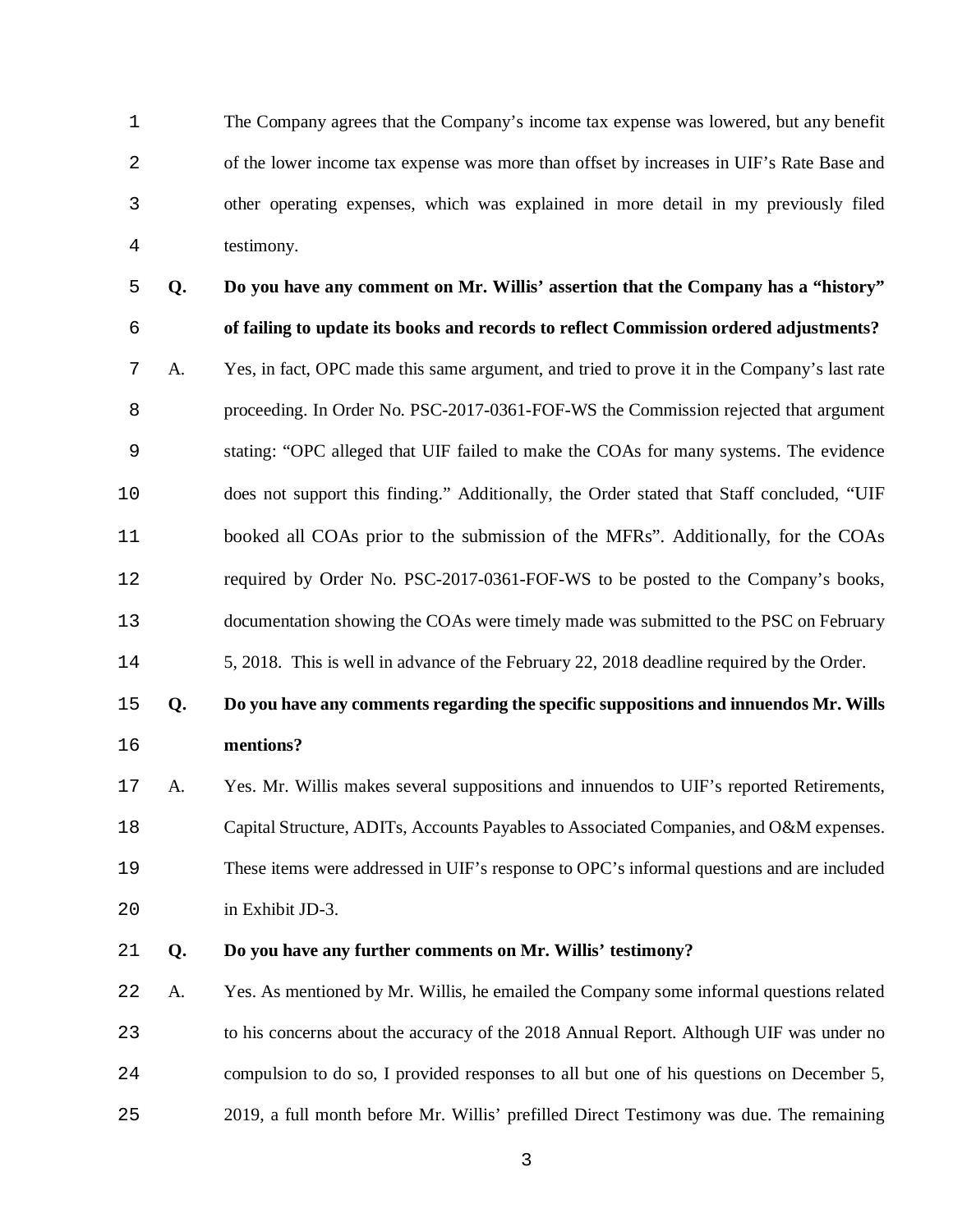The Company agrees that the Company's income tax expense was lowered, but any benefit of the lower income tax expense was more than offset by increases in UIF's Rate Base and other operating expenses, which was explained in more detail in my previously filed testimony.

**Q. Do you have any comment on Mr. Willis' assertion that the Company has a "history" of failing to update its books and records to reflect Commission ordered adjustments?**

A. Yes, in fact, OPC made this same argument, and tried to prove it in the Company's last rate proceeding. In Order No. PSC-2017-0361-FOF-WS the Commission rejected that argument stating: "OPC alleged that UIF failed to make the COAs for many systems. The evidence does not support this finding." Additionally, the Order stated that Staff concluded, "UIF booked all COAs prior to the submission of the MFRs". Additionally, for the COAs required by Order No. PSC-2017-0361-FOF-WS to be posted to the Company's books, documentation showing the COAs were timely made was submitted to the PSC on February 5, 2018. This is well in advance of the February 22, 2018 deadline required by the Order.

**Q. Do you have any comments regarding the specific suppositions and innuendos Mr. Wills mentions?**

A. Yes. Mr. Willis makes several suppositions and innuendos to UIF's reported Retirements, Capital Structure, ADITs, Accounts Payables to Associated Companies, and O&M expenses. These items were addressed in UIF's response to OPC's informal questions and are included in Exhibit JD-3.

**Q. Do you have any further comments on Mr. Willis' testimony?**

A. Yes. As mentioned by Mr. Willis, he emailed the Company some informal questions related to his concerns about the accuracy of the 2018 Annual Report. Although UIF was under no compulsion to do so, I provided responses to all but one of his questions on December 5, 2019, a full month before Mr. Willis' prefilled Direct Testimony was due. The remaining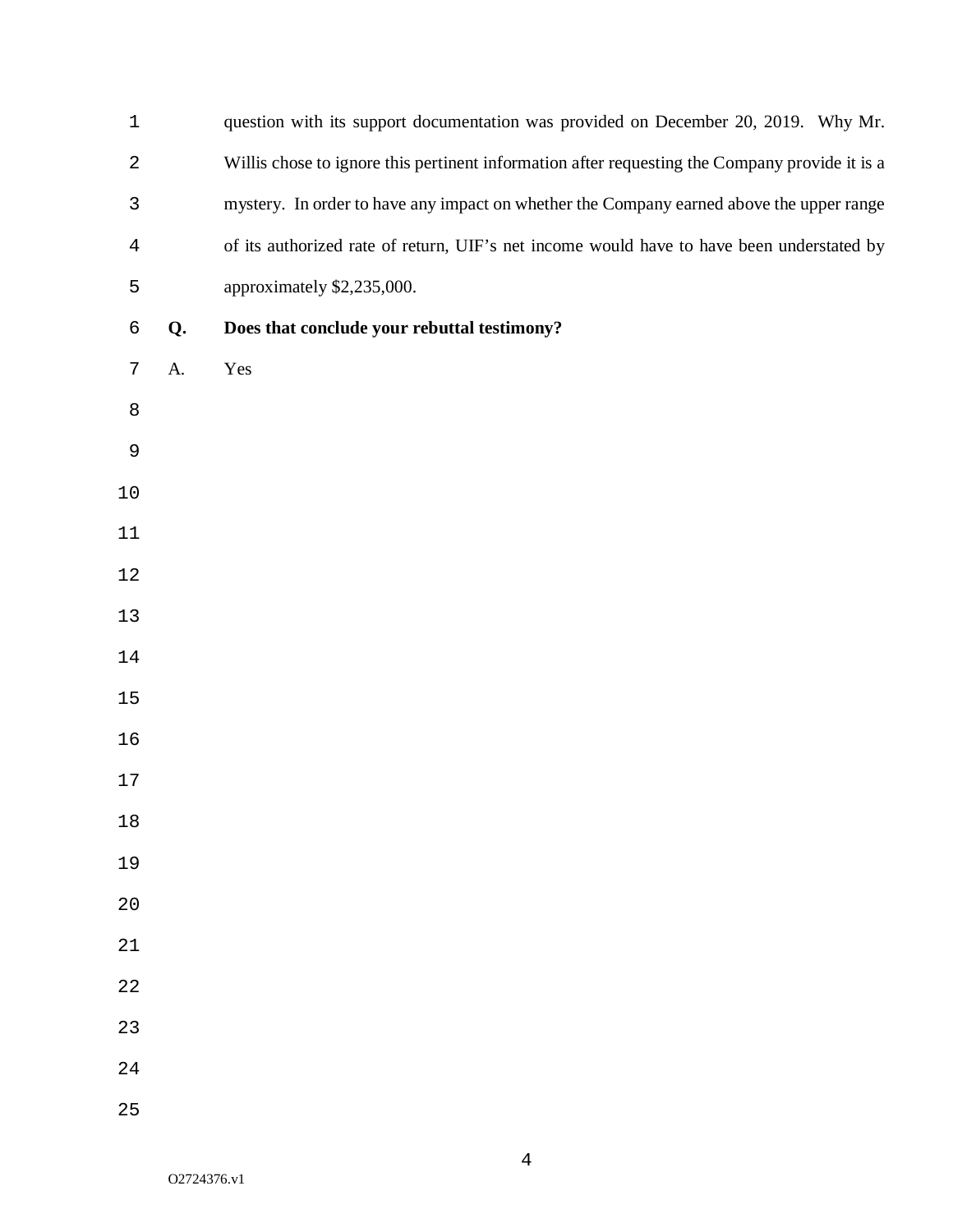question with its support documentation was provided on December 20, 2019. Why Mr. Willis chose to ignore this pertinent information after requesting the Company provide it is a mystery. In order to have any impact on whether the Company earned above the upper range of its authorized rate of return, UIF's net income would have to have been understated by approximately $2,235,000.

**Q. Does that conclude your rebuttal testimony?**

A. Yes

O2724376.v1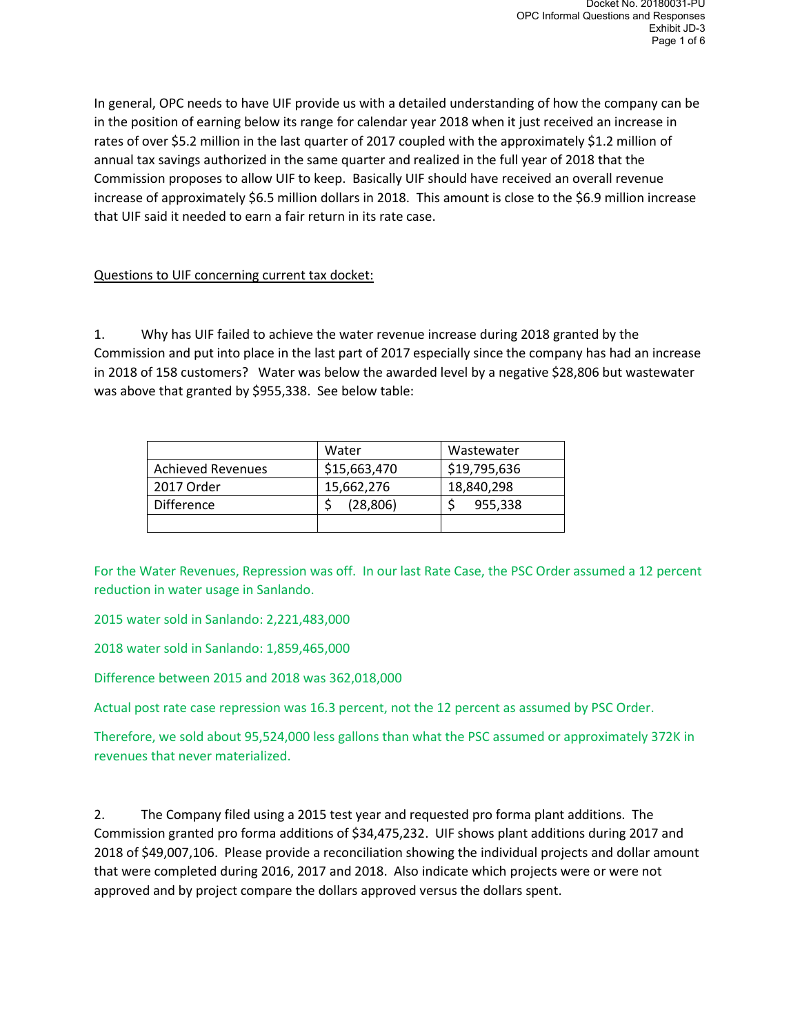In general, OPC needs to have UIF provide us with a detailed understanding of how the company can be in the position of earning below its range for calendar year 2018 when it just received an increase in rates of over $5.2 million in the last quarter of 2017 coupled with the approximately $1.2 million of annual tax savings authorized in the same quarter and realized in the full year of 2018 that the Commission proposes to allow UIF to keep. Basically UIF should have received an overall revenue increase of approximately $6.5 million dollars in 2018. This amount is close to the $6.9 million increase that UIF said it needed to earn a fair return in its rate case.

<u>Questions to UIF concerning current tax docket:</u>

1. Why has UIF failed to achieve the water revenue increase during 2018 granted by the Commission and put into place in the last part of 2017 especially since the company has had an increase in 2018 of 158 customers? Water was below the awarded level by a negative $28,806 but wastewater was above that granted by $955,338. See below table:

| | Water | Wastewater |
|---|---|---|
| Achieved Revenues | $15,663,470 | $19,795,636 |
| 2017 Order | 15,662,276 | 18,840,298 |
| Difference | $ (28,806) | $ 955,338 |
| | | |

For the Water Revenues, Repression was off. In our last Rate Case, the PSC Order assumed a 12 percent reduction in water usage in Sanlando.

2015 water sold in Sanlando: 2,221,483,000

2018 water sold in Sanlando: 1,859,465,000

Difference between 2015 and 2018 was 362,018,000

Actual post rate case repression was 16.3 percent, not the 12 percent as assumed by PSC Order.

Therefore, we sold about 95,524,000 less gallons than what the PSC assumed or approximately 372K in revenues that never materialized.

2. The Company filed using a 2015 test year and requested pro forma plant additions. The Commission granted pro forma additions of $34,475,232. UIF shows plant additions during 2017 and 2018 of $49,007,106. Please provide a reconciliation showing the individual projects and dollar amount that were completed during 2016, 2017 and 2018. Also indicate which projects were or were not approved and by project compare the dollars approved versus the dollars spent.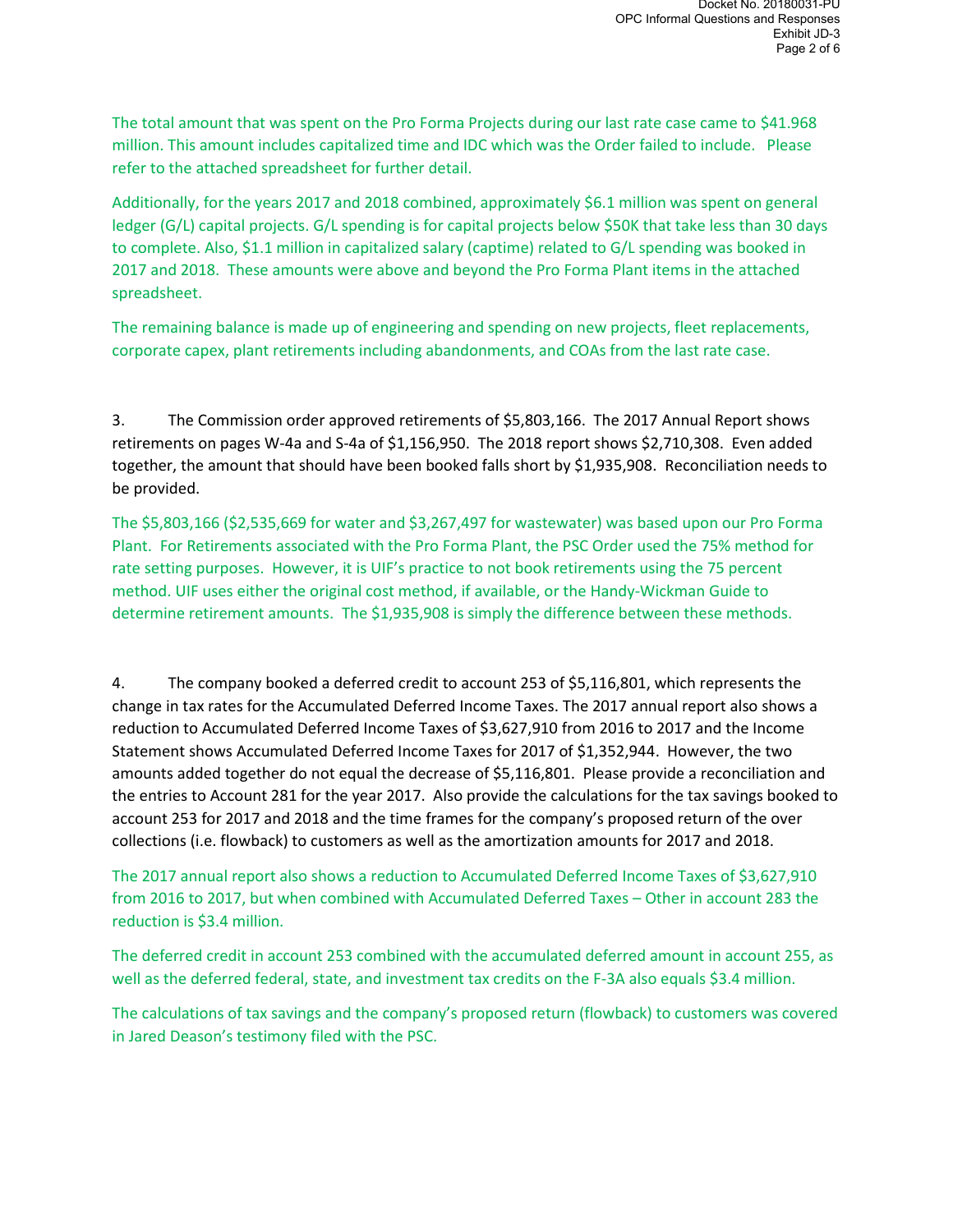The total amount that was spent on the Pro Forma Projects during our last rate case came to $41.968 million. This amount includes capitalized time and IDC which was the Order failed to include. Please refer to the attached spreadsheet for further detail.

Additionally, for the years 2017 and 2018 combined, approximately $6.1 million was spent on general ledger (G/L) capital projects. G/L spending is for capital projects below $50K that take less than 30 days to complete. Also, $1.1 million in capitalized salary (captime) related to G/L spending was booked in 2017 and 2018. These amounts were above and beyond the Pro Forma Plant items in the attached spreadsheet.

The remaining balance is made up of engineering and spending on new projects, fleet replacements, corporate capex, plant retirements including abandonments, and COAs from the last rate case.

3. The Commission order approved retirements of $5,803,166. The 2017 Annual Report shows retirements on pages W-4a and S-4a of $1,156,950. The 2018 report shows $2,710,308. Even added together, the amount that should have been booked falls short by $1,935,908. Reconciliation needs to be provided.

The $5,803,166 ($2,535,669 for water and $3,267,497 for wastewater) was based upon our Pro Forma Plant. For Retirements associated with the Pro Forma Plant, the PSC Order used the 75% method for rate setting purposes. However, it is UIF's practice to not book retirements using the 75 percent method. UIF uses either the original cost method, if available, or the Handy-Wickman Guide to determine retirement amounts. The $1,935,908 is simply the difference between these methods.

4. The company booked a deferred credit to account 253 of $5,116,801, which represents the change in tax rates for the Accumulated Deferred Income Taxes. The 2017 annual report also shows a reduction to Accumulated Deferred Income Taxes of $3,627,910 from 2016 to 2017 and the Income Statement shows Accumulated Deferred Income Taxes for 2017 of $1,352,944. However, the two amounts added together do not equal the decrease of $5,116,801. Please provide a reconciliation and the entries to Account 281 for the year 2017. Also provide the calculations for the tax savings booked to account 253 for 2017 and 2018 and the time frames for the company's proposed return of the over collections (i.e. flowback) to customers as well as the amortization amounts for 2017 and 2018.

The 2017 annual report also shows a reduction to Accumulated Deferred Income Taxes of $3,627,910 from 2016 to 2017, but when combined with Accumulated Deferred Taxes – Other in account 283 the reduction is $3.4 million.

The deferred credit in account 253 combined with the accumulated deferred amount in account 255, as well as the deferred federal, state, and investment tax credits on the F-3A also equals $3.4 million.

The calculations of tax savings and the company's proposed return (flowback) to customers was covered in Jared Deason's testimony filed with the PSC.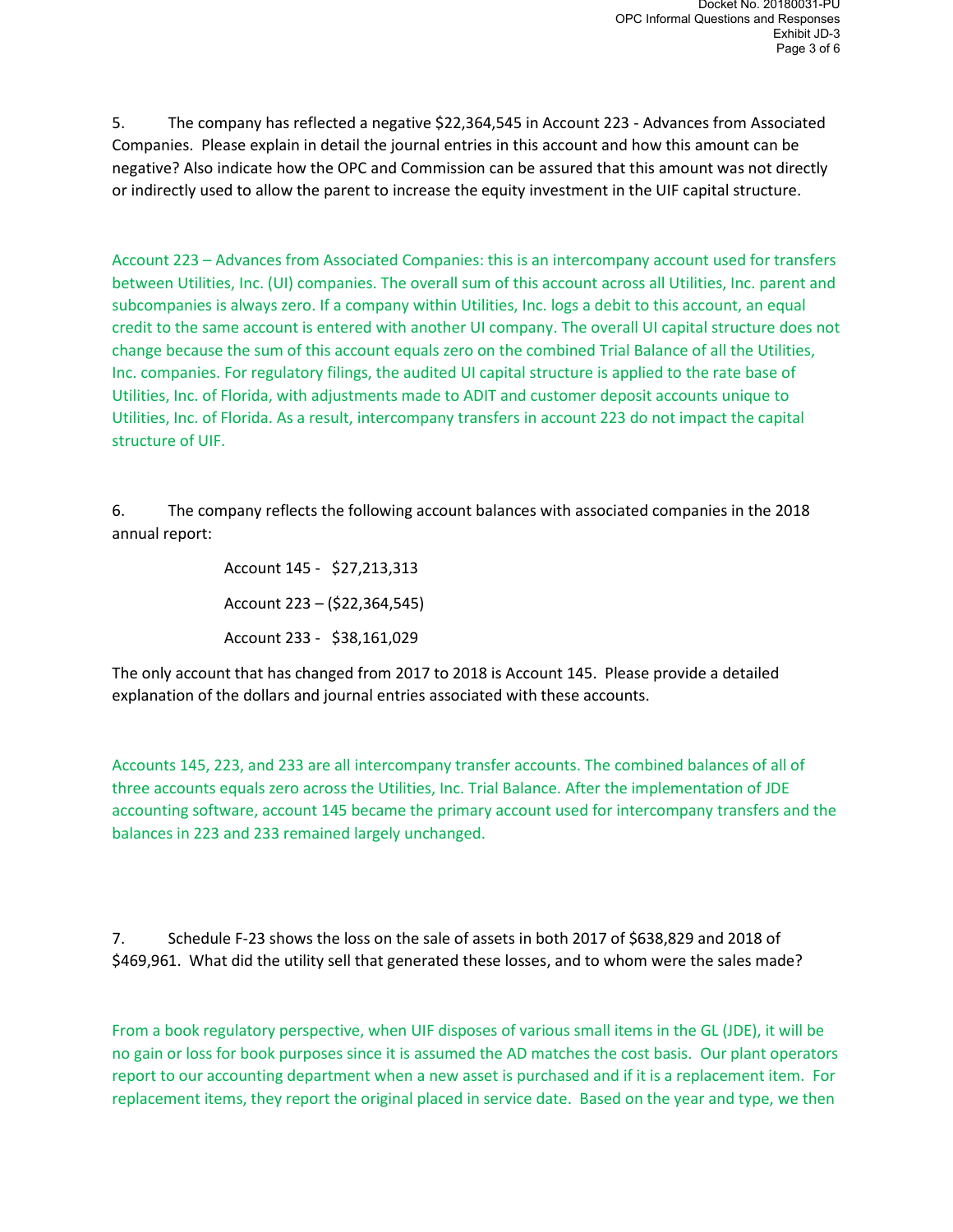5. The company has reflected a negative $22,364,545 in Account 223 - Advances from Associated Companies. Please explain in detail the journal entries in this account and how this amount can be negative? Also indicate how the OPC and Commission can be assured that this amount was not directly or indirectly used to allow the parent to increase the equity investment in the UIF capital structure.

Account 223 – Advances from Associated Companies: this is an intercompany account used for transfers between Utilities, Inc. (UI) companies. The overall sum of this account across all Utilities, Inc. parent and subcompanies is always zero. If a company within Utilities, Inc. logs a debit to this account, an equal credit to the same account is entered with another UI company. The overall UI capital structure does not change because the sum of this account equals zero on the combined Trial Balance of all the Utilities, Inc. companies. For regulatory filings, the audited UI capital structure is applied to the rate base of Utilities, Inc. of Florida, with adjustments made to ADIT and customer deposit accounts unique to Utilities, Inc. of Florida. As a result, intercompany transfers in account 223 do not impact the capital structure of UIF.

6. The company reflects the following account balances with associated companies in the 2018 annual report:

Account 145 - $27,213,313

Account 223 – ($22,364,545)

Account 233 - $38,161,029

The only account that has changed from 2017 to 2018 is Account 145. Please provide a detailed explanation of the dollars and journal entries associated with these accounts.

Accounts 145, 223, and 233 are all intercompany transfer accounts. The combined balances of all of three accounts equals zero across the Utilities, Inc. Trial Balance. After the implementation of JDE accounting software, account 145 became the primary account used for intercompany transfers and the balances in 223 and 233 remained largely unchanged.

7. Schedule F-23 shows the loss on the sale of assets in both 2017 of $638,829 and 2018 of $469,961. What did the utility sell that generated these losses, and to whom were the sales made?

From a book regulatory perspective, when UIF disposes of various small items in the GL (JDE), it will be no gain or loss for book purposes since it is assumed the AD matches the cost basis. Our plant operators report to our accounting department when a new asset is purchased and if it is a replacement item. For replacement items, they report the original placed in service date. Based on the year and type, we then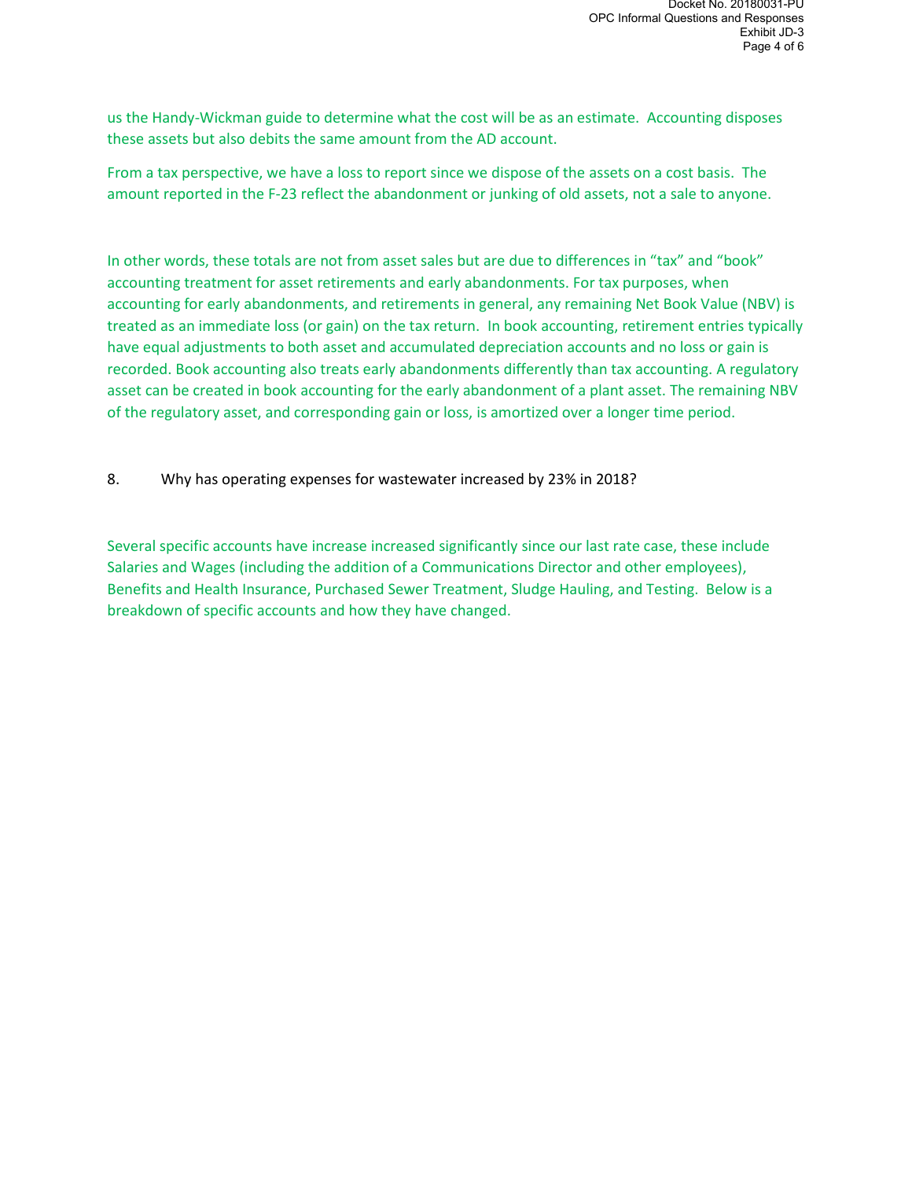us the Handy-Wickman guide to determine what the cost will be as an estimate. Accounting disposes these assets but also debits the same amount from the AD account.

From a tax perspective, we have a loss to report since we dispose of the assets on a cost basis. The amount reported in the F-23 reflect the abandonment or junking of old assets, not a sale to anyone.

In other words, these totals are not from asset sales but are due to differences in "tax" and "book" accounting treatment for asset retirements and early abandonments. For tax purposes, when accounting for early abandonments, and retirements in general, any remaining Net Book Value (NBV) is treated as an immediate loss (or gain) on the tax return. In book accounting, retirement entries typically have equal adjustments to both asset and accumulated depreciation accounts and no loss or gain is recorded. Book accounting also treats early abandonments differently than tax accounting. A regulatory asset can be created in book accounting for the early abandonment of a plant asset. The remaining NBV of the regulatory asset, and corresponding gain or loss, is amortized over a longer time period.

8. Why has operating expenses for wastewater increased by 23% in 2018?

Several specific accounts have increase increased significantly since our last rate case, these include Salaries and Wages (including the addition of a Communications Director and other employees), Benefits and Health Insurance, Purchased Sewer Treatment, Sludge Hauling, and Testing. Below is a breakdown of specific accounts and how they have changed.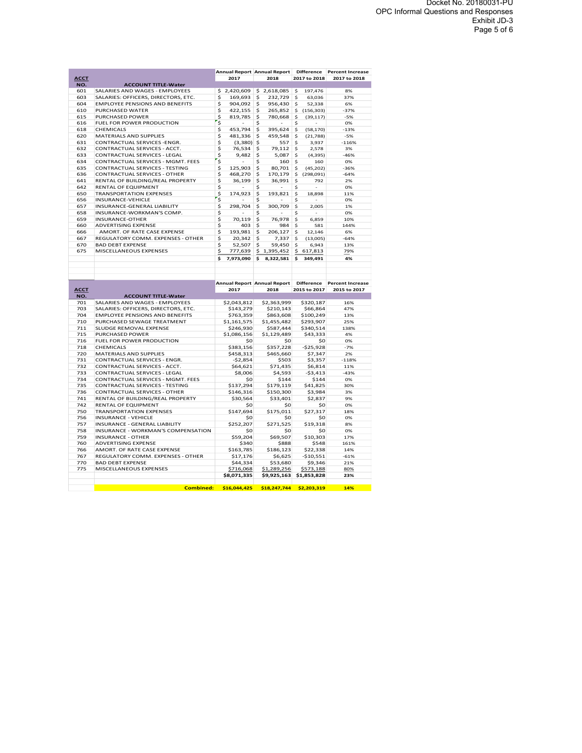| ACCT NO. | ACCOUNT TITLE-Water | Annual Report 2017 | Annual Report 2018 | Difference 2017 to 2018 | Percent Increase 2017 to 2018 |
|---|---|---|---|---|---|
| 601 | SALARIES AND WAGES - EMPLOYEES | $ 2,420,609 | $ 2,618,085 | $ 197,476 | 8% |
| 603 | SALARIES: OFFICERS, DIRECTORS, ETC. | $ 169,693 | $ 232,729 | $ 63,036 | 37% |
| 604 | EMPLOYEE PENSIONS AND BENEFITS | $ 904,092 | $ 956,430 | $ 52,338 | 6% |
| 610 | PURCHASED WATER | $ 422,155 | $ 265,852 | $ (156,303) | -37% |
| 615 | PURCHASED POWER | $ 819,785 | $ 780,668 | $ (39,117) | -5% |
| 616 | FUEL FOR POWER PRODUCTION | $ - | $ - | $ - | 0% |
| 618 | CHEMICALS | $ 453,794 | $ 395,624 | $ (58,170) | -13% |
| 620 | MATERIALS AND SUPPLIES | $ 481,336 | $ 459,548 | $ (21,788) | -5% |
| 631 | CONTRACTUAL SERVICES -ENGR. | $ (3,380) | $ 557 | $ 3,937 | -116% |
| 632 | CONTRACTUAL SERVICES - ACCT. | $ 76,534 | $ 79,112 | $ 2,578 | 3% |
| 633 | CONTRACTUAL SERVICES - LEGAL | $ 9,482 | $ 5,087 | $ (4,395) | -46% |
| 634 | CONTRACTUAL SERVICES - MGMT. FEES | $ - | $ 160 | $ 160 | 0% |
| 635 | CONTRACTUAL SERVICES - TESTING | $ 125,903 | $ 80,701 | $ (45,202) | -36% |
| 636 | CONTRACTUAL SERVICES - OTHER | $ 468,270 | $ 170,179 | $ (298,091) | -64% |
| 641 | RENTAL OF BUILDING/REAL PROPERTY | $ 36,199 | $ 36,991 | $ 792 | 2% |
| 642 | RENTAL OF EQUIPMENT | $ - | $ - | $ - | 0% |
| 650 | TRANSPORTATION EXPENSES | $ 174,923 | $ 193,821 | $ 18,898 | 11% |
| 656 | INSURANCE-VEHICLE | $ - | $ - | $ - | 0% |
| 657 | INSURANCE-GENERAL LIABILITY | $ 298,704 | $ 300,709 | $ 2,005 | 1% |
| 658 | INSURANCE-WORKMAN'S COMP. | $ - | $ - | $ - | 0% |
| 659 | INSURANCE-OTHER | $ 70,119 | $ 76,978 | $ 6,859 | 10% |
| 660 | ADVERTISING EXPENSE | $ 403 | $ 984 | $ 581 | 144% |
| 666 | AMORT. OF RATE CASE EXPENSE | $ 193,981 | $ 206,127 | $ 12,146 | 6% |
| 667 | REGULATORY COMM. EXPENSES - OTHER | $ 20,342 | $ 7,337 | $ (13,005) | -64% |
| 670 | BAD DEBT EXPENSE | $ 52,507 | $ 59,450 | $ 6,943 | 13% |
| 675 | MISCELLANEOUS EXPENSES | $ 777,639 | $ 1,395,452 | $ 617,813 | 79% |
| | | $ 7,973,090 | $ 8,322,581 | $ 349,491 | 4% |

| ACCT NO. | ACCOUNT TITLE-Water | Annual Report 2017 | Annual Report 2018 | Difference 2015 to 2017 | Percent Increase 2015 to 2017 |
|---|---|---|---|---|---|
| 701 | SALARIES AND WAGES - EMPLOYEES | $2,043,812 | $2,363,999 | $320,187 | 16% |
| 703 | SALARIES: OFFICERS, DIRECTORS, ETC. | $143,279 | $210,143 | $66,864 | 47% |
| 704 | EMPLOYEE PENSIONS AND BENEFITS | $763,359 | $863,608 | $100,249 | 13% |
| 710 | PURCHASED SEWAGE TREATMENT | $1,161,575 | $1,455,482 | $293,907 | 25% |
| 711 | SLUDGE REMOVAL EXPENSE | $246,930 | $587,444 | $340,514 | 138% |
| 715 | PURCHASED POWER | $1,086,156 | $1,129,489 | $43,333 | 4% |
| 716 | FUEL FOR POWER PRODUCTION | $0 | $0 | $0 | 0% |
| 718 | CHEMICALS | $383,156 | $357,228 | -$25,928 | -7% |
| 720 | MATERIALS AND SUPPLIES | $458,313 | $465,660 | $7,347 | 2% |
| 731 | CONTRACTUAL SERVICES - ENGR. | -$2,854 | $503 | $3,357 | -118% |
| 732 | CONTRACTUAL SERVICES - ACCT. | $64,621 | $71,435 | $6,814 | 11% |
| 733 | CONTRACTUAL SERVICES - LEGAL | $8,006 | $4,593 | -$3,413 | -43% |
| 734 | CONTRACTUAL SERVICES - MGMT. FEES | $0 | $144 | $144 | 0% |
| 735 | CONTRACTUAL SERVICES - TESTING | $137,294 | $179,119 | $41,825 | 30% |
| 736 | CONTRACTUAL SERVICES - OTHER | $146,316 | $150,300 | $3,984 | 3% |
| 741 | RENTAL OF BUILDING/REAL PROPERTY | $30,564 | $33,401 | $2,837 | 9% |
| 742 | RENTAL OF EQUIPMENT | $0 | $0 | $0 | 0% |
| 750 | TRANSPORTATION EXPENSES | $147,694 | $175,011 | $27,317 | 18% |
| 756 | INSURANCE - VEHICLE | $0 | $0 | $0 | 0% |
| 757 | INSURANCE - GENERAL LIABILITY | $252,207 | $271,525 | $19,318 | 8% |
| 758 | INSURANCE - WORKMAN'S COMPENSATION | $0 | $0 | $0 | 0% |
| 759 | INSURANCE - OTHER | $59,204 | $69,507 | $10,303 | 17% |
| 760 | ADVERTISING EXPENSE | $340 | $888 | $548 | 161% |
| 766 | AMORT. OF RATE CASE EXPENSE | $163,785 | $186,123 | $22,338 | 14% |
| 767 | REGULATORY COMM. EXPENSES - OTHER | $17,176 | $6,625 | -$10,551 | -61% |
| 770 | BAD DEBT EXPENSE | $44,334 | $53,680 | $9,346 | 21% |
| 775 | MISCELLANEOUS EXPENSES | $716,068 | $1,289,256 | $573,188 | 80% |
| | | $8,071,335 | $9,925,163 | $1,853,828 | 23% |
| | **Combined:** | **$16,044,425** | **$18,247,744** | **$2,203,319** | **14%** |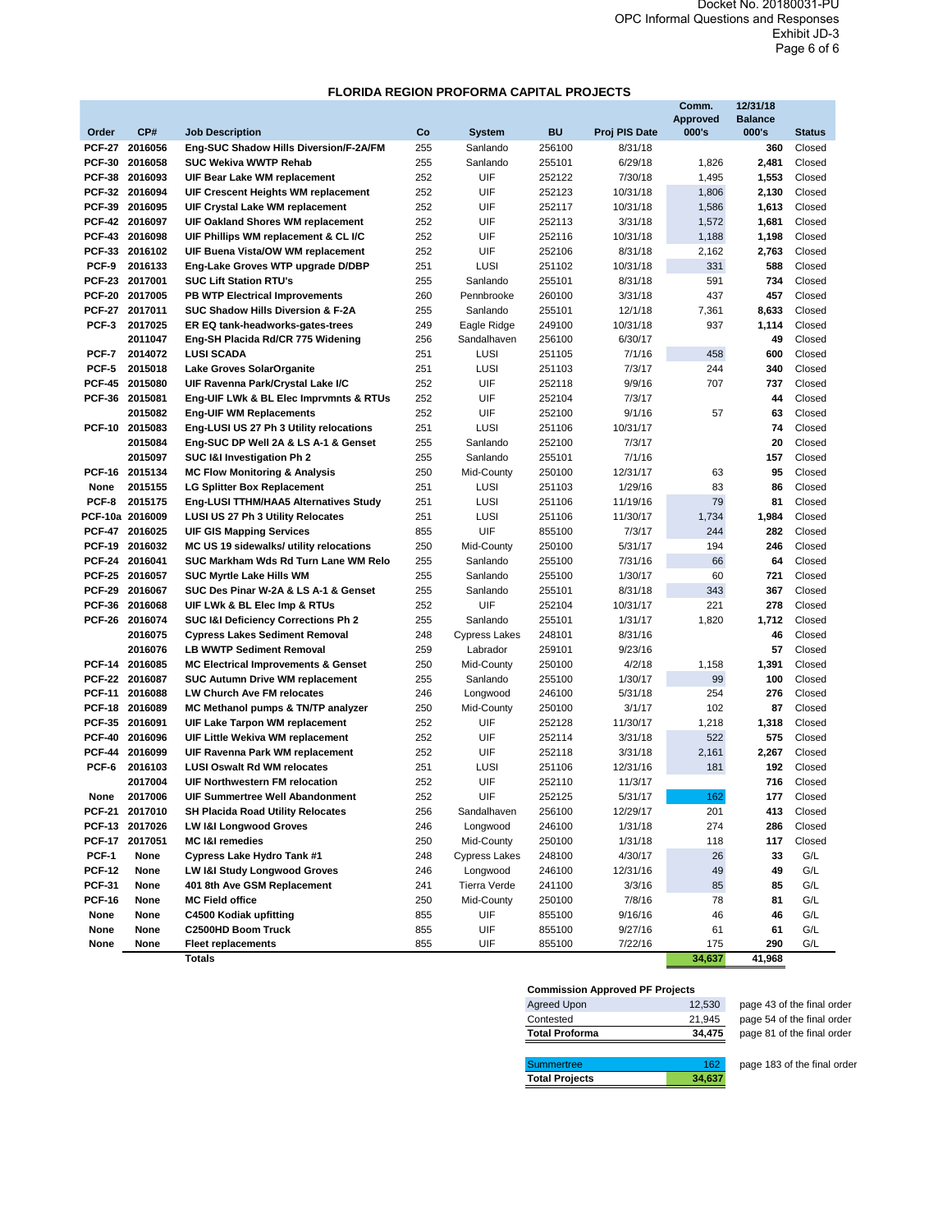## FLORIDA REGION PROFORMA CAPITAL PROJECTS

| Order | CP# | Job Description | Co | System | BU | Proj PIS Date | Comm. Approved 000's | 12/31/18 Balance 000's | Status |
|---|---|---|---|---|---|---|---|---|---|
| PCF-27 | 2016056 | Eng-SUC Shadow Hills Diversion/F-2A/FM | 255 | Sanlando | 256100 | 8/31/18 | | 360 | Closed |
| PCF-30 | 2016058 | SUC Wekiva WWTP Rehab | 255 | Sanlando | 255101 | 6/29/18 | 1,826 | 2,481 | Closed |
| PCF-38 | 2016093 | UIF Bear Lake WM replacement | 252 | UIF | 252122 | 7/30/18 | 1,495 | 1,553 | Closed |
| PCF-32 | 2016094 | UIF Crescent Heights WM replacement | 252 | UIF | 252123 | 10/31/18 | 1,806 | 2,130 | Closed |
| PCF-39 | 2016095 | UIF Crystal Lake WM replacement | 252 | UIF | 252117 | 10/31/18 | 1,586 | 1,613 | Closed |
| PCF-42 | 2016097 | UIF Oakland Shores WM replacement | 252 | UIF | 252113 | 3/31/18 | 1,572 | 1,681 | Closed |
| PCF-43 | 2016098 | UIF Phillips WM replacement & CL I/C | 252 | UIF | 252116 | 10/31/18 | 1,188 | 1,198 | Closed |
| PCF-33 | 2016102 | UIF Buena Vista/OW WM replacement | 252 | UIF | 252106 | 8/31/18 | 2,162 | 2,763 | Closed |
| PCF-9 | 2016133 | Eng-Lake Groves WTP upgrade D/DBP | 251 | LUSI | 251102 | 10/31/18 | 331 | 588 | Closed |
| PCF-23 | 2017001 | SUC Lift Station RTU's | 255 | Sanlando | 255101 | 8/31/18 | 591 | 734 | Closed |
| PCF-20 | 2017005 | PB WTP Electrical Improvements | 260 | Pennbrooke | 260100 | 3/31/18 | 437 | 457 | Closed |
| PCF-27 | 2017011 | SUC Shadow Hills Diversion & F-2A | 255 | Sanlando | 255101 | 12/1/18 | 7,361 | 8,633 | Closed |
| PCF-3 | 2017025 | ER EQ tank-headworks-gates-trees | 249 | Eagle Ridge | 249100 | 10/31/18 | 937 | 1,114 | Closed |
| | 2011047 | Eng-SH Placida Rd/CR 775 Widening | 256 | Sandalhaven | 256100 | 6/30/17 | | 49 | Closed |
| PCF-7 | 2014072 | LUSI SCADA | 251 | LUSI | 251105 | 7/1/16 | 458 | 600 | Closed |
| PCF-5 | 2015018 | Lake Groves SolarOrganite | 251 | LUSI | 251103 | 7/3/17 | 244 | 340 | Closed |
| PCF-45 | 2015080 | UIF Ravenna Park/Crystal Lake I/C | 252 | UIF | 252118 | 9/9/16 | 707 | 737 | Closed |
| PCF-36 | 2015081 | Eng-UIF LWk & BL Elec Imprvmnts & RTUs | 252 | UIF | 252104 | 7/3/17 | | 44 | Closed |
| | 2015082 | Eng-UIF WM Replacements | 252 | UIF | 252100 | 9/1/16 | 57 | 63 | Closed |
| PCF-10 | 2015083 | Eng-LUSI US 27 Ph 3 Utility relocations | 251 | LUSI | 251106 | 10/31/17 | | 74 | Closed |
| | 2015084 | Eng-SUC DP Well 2A & LS A-1 & Genset | 255 | Sanlando | 252100 | 7/3/17 | | 20 | Closed |
| | 2015097 | SUC I&I Investigation Ph 2 | 255 | Sanlando | 255101 | 7/1/16 | | 157 | Closed |
| PCF-16 | 2015134 | MC Flow Monitoring & Analysis | 250 | Mid-County | 250100 | 12/31/17 | 63 | 95 | Closed |
| None | 2015155 | LG Splitter Box Replacement | 251 | LUSI | 251103 | 1/29/16 | 83 | 86 | Closed |
| PCF-8 | 2015175 | Eng-LUSI TTHM/HAA5 Alternatives Study | 251 | LUSI | 251106 | 11/19/16 | 79 | 81 | Closed |
| PCF-10a | 2016009 | LUSI US 27 Ph 3 Utility Relocates | 251 | LUSI | 251106 | 11/30/17 | 1,734 | 1,984 | Closed |
| PCF-47 | 2016025 | UIF GIS Mapping Services | 855 | UIF | 855100 | 7/3/17 | 244 | 282 | Closed |
| PCF-19 | 2016032 | MC US 19 sidewalks/ utility relocations | 250 | Mid-County | 250100 | 5/31/17 | 194 | 246 | Closed |
| PCF-24 | 2016041 | SUC Markham Wds Rd Turn Lane WM Relo | 255 | Sanlando | 255100 | 7/31/16 | 66 | 64 | Closed |
| PCF-25 | 2016057 | SUC Myrtle Lake Hills WM | 255 | Sanlando | 255100 | 1/30/17 | 60 | 721 | Closed |
| PCF-29 | 2016067 | SUC Des Pinar W-2A & LS A-1 & Genset | 255 | Sanlando | 255101 | 8/31/18 | 343 | 367 | Closed |
| PCF-36 | 2016068 | UIF LWk & BL Elec Imp & RTUs | 252 | UIF | 252104 | 10/31/17 | 221 | 278 | Closed |
| PCF-26 | 2016074 | SUC I&I Deficiency Corrections Ph 2 | 255 | Sanlando | 255101 | 1/31/17 | 1,820 | 1,712 | Closed |
| | 2016075 | Cypress Lakes Sediment Removal | 248 | Cypress Lakes | 248101 | 8/31/16 | | 46 | Closed |
| | 2016076 | LB WWTP Sediment Removal | 259 | Labrador | 259101 | 9/23/16 | | 57 | Closed |
| PCF-14 | 2016085 | MC Electrical Improvements & Genset | 250 | Mid-County | 250100 | 4/2/18 | 1,158 | 1,391 | Closed |
| PCF-22 | 2016087 | SUC Autumn Drive WM replacement | 255 | Sanlando | 255100 | 1/30/17 | 99 | 100 | Closed |
| PCF-11 | 2016088 | LW Church Ave FM relocates | 246 | Longwood | 246100 | 5/31/18 | 254 | 276 | Closed |
| PCF-18 | 2016089 | MC Methanol pumps & TN/TP analyzer | 250 | Mid-County | 250100 | 3/1/17 | 102 | 87 | Closed |
| PCF-35 | 2016091 | UIF Lake Tarpon WM replacement | 252 | UIF | 252128 | 11/30/17 | 1,218 | 1,318 | Closed |
| PCF-40 | 2016096 | UIF Little Wekiva WM replacement | 252 | UIF | 252114 | 3/31/18 | 522 | 575 | Closed |
| PCF-44 | 2016099 | UIF Ravenna Park WM replacement | 252 | UIF | 252118 | 3/31/18 | 2,161 | 2,267 | Closed |
| PCF-6 | 2016103 | LUSI Oswalt Rd WM relocates | 251 | LUSI | 251106 | 12/31/16 | 181 | 192 | Closed |
| | 2017004 | UIF Northwestern FM relocation | 252 | UIF | 252110 | 11/3/17 | | 716 | Closed |
| None | 2017006 | UIF Summertree Well Abandonment | 252 | UIF | 252125 | 5/31/17 | 162 | 177 | Closed |
| PCF-21 | 2017010 | SH Placida Road Utility Relocates | 256 | Sandalhaven | 256100 | 12/29/17 | 201 | 413 | Closed |
| PCF-13 | 2017026 | LW I&I Longwood Groves | 246 | Longwood | 246100 | 1/31/18 | 274 | 286 | Closed |
| PCF-17 | 2017051 | MC I&I remedies | 250 | Mid-County | 250100 | 1/31/18 | 118 | 117 | Closed |
| PCF-1 | None | Cypress Lake Hydro Tank #1 | 248 | Cypress Lakes | 248100 | 4/30/17 | 26 | 33 | G/L |
| PCF-12 | None | LW I&I Study Longwood Groves | 246 | Longwood | 246100 | 12/31/16 | 49 | 49 | G/L |
| PCF-31 | None | 401 8th Ave GSM Replacement | 241 | Tierra Verde | 241100 | 3/3/16 | 85 | 85 | G/L |
| PCF-16 | None | MC Field office | 250 | Mid-County | 250100 | 7/8/16 | 78 | 81 | G/L |
| None | None | C4500 Kodiak upfitting | 855 | UIF | 855100 | 9/16/16 | 46 | 46 | G/L |
| None | None | C2500HD Boom Truck | 855 | UIF | 855100 | 9/27/16 | 61 | 61 | G/L |
| None | None | Fleet replacements | 855 | UIF | 855100 | 7/22/16 | 175 | 290 | G/L |
| | | **Totals** | | | | | **34,637** | **41,968** | |

**Commission Approved PF Projects**

| | | |
|---|---|---|
| Agreed Upon | 12,530 | page 43 of the final order |
| Contested | 21,945 | page 54 of the final order |
| **Total Proforma** | **34,475** | page 81 of the final order |
| | | |
| Summertree | 162 | page 183 of the final order |
| **Total Projects** | **34,637** | |